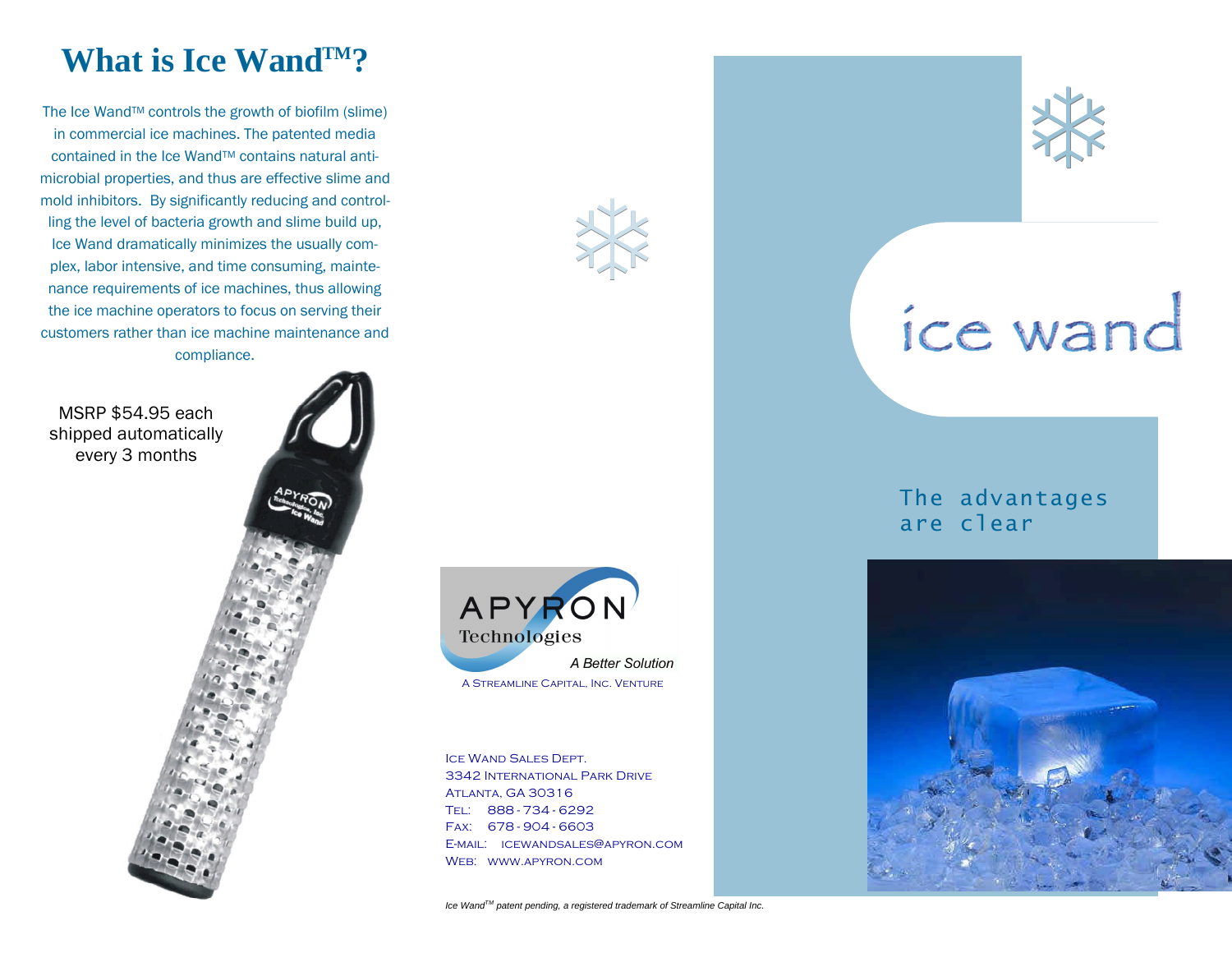# What is Ice Wand™?

The Ice Wand™ controls the growth of biofilm (slime) in commercial ice machines. The patented media contained in the Ice Wand™ contains natural anti-microbial properties, and thus are effective slime and mold inhibitors. By significantly reducing and controlling the level of bacteria growth and slime build up, Ice Wand dramatically minimizes the usually complex, labor intensive, and time consuming, maintenance requirements of ice machines, thus allowing the ice machine operators to focus on serving their customers rather than ice machine maintenance and compliance.

MSRP $54.95 each shipped automatically every 3 months

APYRON Technologies

*A Better Solution*

A Streamline Capital, Inc. Venture

Ice Wand Sales Dept.
3342 International Park Drive
Atlanta, GA 30316
Tel: 888 - 734 - 6292
Fax: 678 - 904 - 6603
E-mail: icewandsales@apyron.com
Web: www.apyron.com

*Ice Wand™ patent pending, a registered trademark of Streamline Capital Inc.*

# ice wand

## The advantages are clear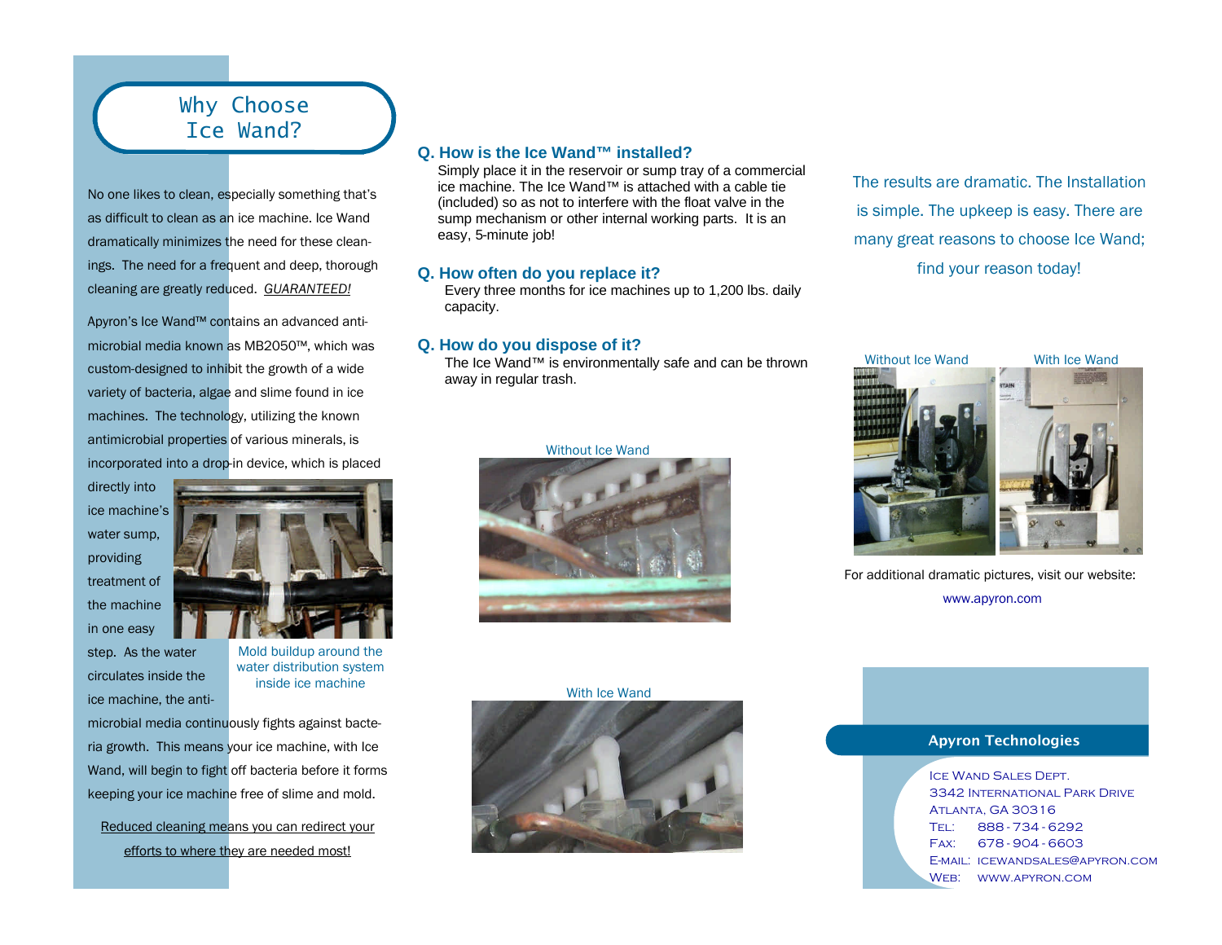## Why Choose Ice Wand?

No one likes to clean, especially something that's as difficult to clean as an ice machine. Ice Wand dramatically minimizes the need for these cleanings. The need for a frequent and deep, thorough cleaning are greatly reduced. GUARANTEED!

Apyron's Ice Wand™ contains an advanced anti-microbial media known as MB2050™, which was custom-designed to inhibit the growth of a wide variety of bacteria, algae and slime found in ice machines. The technology, utilizing the known antimicrobial properties of various minerals, is incorporated into a drop-in device, which is placed directly into ice machine's water sump, providing treatment of the machine in one easy step. As the water circulates inside the ice machine, the anti-microbial media continuously fights against bacteria growth. This means your ice machine, with Ice Wand, will begin to fight off bacteria before it forms keeping your ice machine free of slime and mold.

Mold buildup around the water distribution system inside ice machine

Reduced cleaning means you can redirect your efforts to where they are needed most!

**Q. How is the Ice Wand™ installed?**

Simply place it in the reservoir or sump tray of a commercial ice machine. The Ice Wand™ is attached with a cable tie (included) so as not to interfere with the float valve in the sump mechanism or other internal working parts. It is an easy, 5-minute job!

**Q. How often do you replace it?**

Every three months for ice machines up to 1,200 lbs. daily capacity.

**Q. How do you dispose of it?**

The Ice Wand™ is environmentally safe and can be thrown away in regular trash.

Without Ice Wand

With Ice Wand

The results are dramatic. The Installation is simple. The upkeep is easy. There are many great reasons to choose Ice Wand; find your reason today!

Without Ice Wand

With Ice Wand

For additional dramatic pictures, visit our website:

www.apyron.com

**Apyron Technologies**

Ice Wand Sales Dept.
3342 International Park Drive
Atlanta, GA 30316
Tel: 888-734-6292
Fax: 678-904-6603
E-mail: icewandsales@apyron.com
Web: www.apyron.com